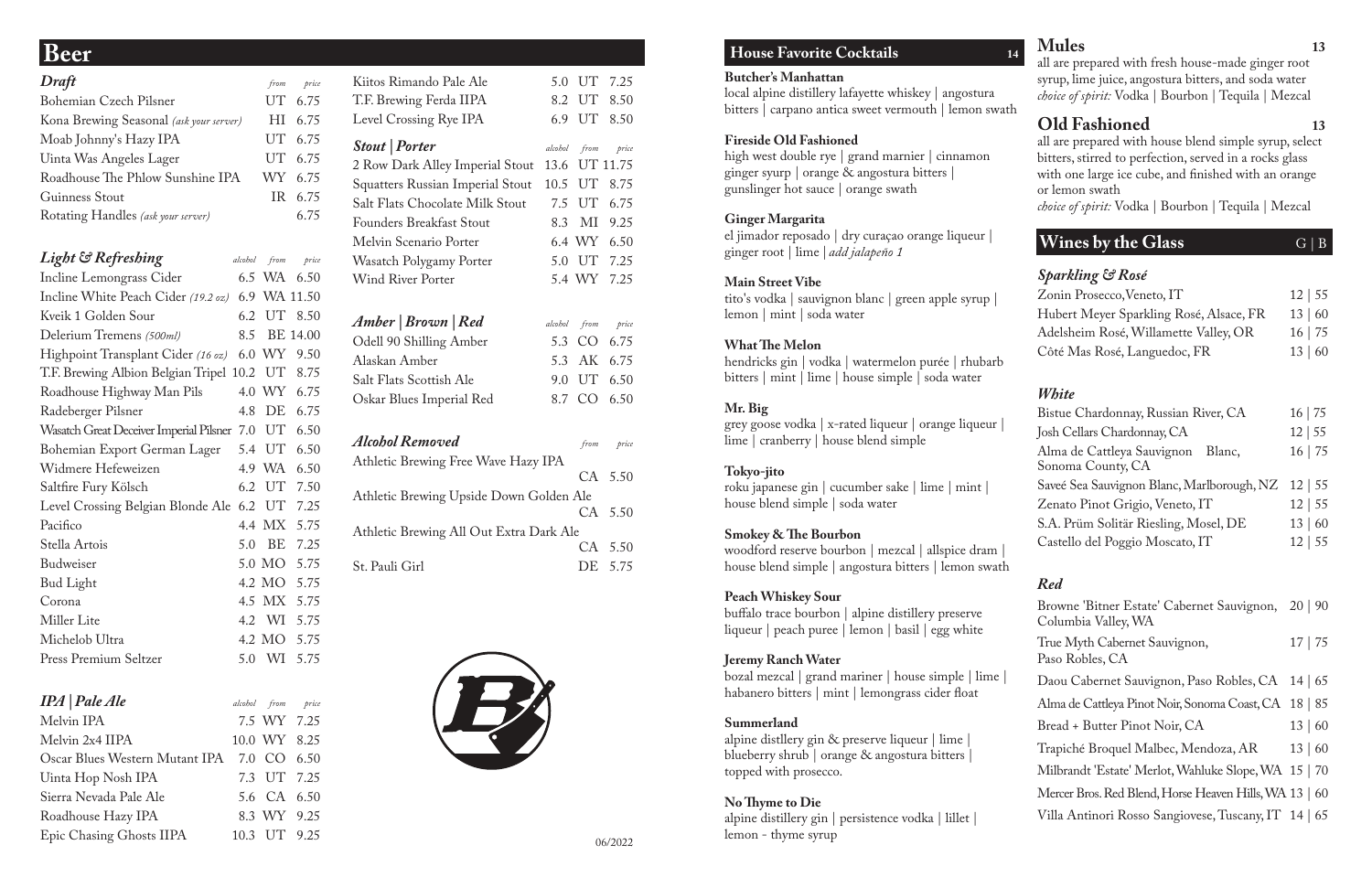# Beer

## Draft

| Draft | from | price |
|---|---|---|
| Bohemian Czech Pilsner | UT | 6.75 |
| Kona Brewing Seasonal *(ask your server)* | HI | 6.75 |
| Moab Johnny's Hazy IPA | UT | 6.75 |
| Uinta Was Angeles Lager | UT | 6.75 |
| Roadhouse The Phlow Sunshine IPA | WY | 6.75 |
| Guinness Stout | IR | 6.75 |
| Rotating Handles *(ask your server)* | | 6.75 |

## Light & Refreshing

| Light & Refreshing | alcohol | from | price |
|---|---|---|---|
| Incline Lemongrass Cider | 6.5 | WA | 6.50 |
| Incline White Peach Cider *(19.2 oz)* | 6.9 | WA | 11.50 |
| Kveik 1 Golden Sour | 6.2 | UT | 8.50 |
| Delerium Tremens *(500ml)* | 8.5 | BE | 14.00 |
| Highpoint Transplant Cider *(16 oz)* | 6.0 | WY | 9.50 |
| T.F. Brewing Albion Belgian Tripel | 10.2 | UT | 8.75 |
| Roadhouse Highway Man Pils | 4.0 | WY | 6.75 |
| Radeberger Pilsner | 4.8 | DE | 6.75 |
| Wasatch Great Deceiver Imperial Pilsner | 7.0 | UT | 6.50 |
| Bohemian Export German Lager | 5.4 | UT | 6.50 |
| Widmere Hefeweizen | 4.9 | WA | 6.50 |
| Saltfire Fury Kölsch | 6.2 | UT | 7.50 |
| Level Crossing Belgian Blonde Ale | 6.2 | UT | 7.25 |
| Pacifico | 4.4 | MX | 5.75 |
| Stella Artois | 5.0 | BE | 7.25 |
| Budweiser | 5.0 | MO | 5.75 |
| Bud Light | 4.2 | MO | 5.75 |
| Corona | 4.5 | MX | 5.75 |
| Miller Lite | 4.2 | WI | 5.75 |
| Michelob Ultra | 4.2 | MO | 5.75 |
| Press Premium Seltzer | 5.0 | WI | 5.75 |

## IPA | Pale Ale

| IPA \| Pale Ale | alcohol | from | price |
|---|---|---|---|
| Melvin IPA | 7.5 | WY | 7.25 |
| Melvin 2x4 IIPA | 10.0 | WY | 8.25 |
| Oscar Blues Western Mutant IPA | 7.0 | CO | 6.50 |
| Uinta Hop Nosh IPA | 7.3 | UT | 7.25 |
| Sierra Nevada Pale Ale | 5.6 | CA | 6.50 |
| Roadhouse Hazy IPA | 8.3 | WY | 9.25 |
| Epic Chasing Ghosts IIPA | 10.3 | UT | 9.25 |
| Kiitos Rimando Pale Ale | 5.0 | UT | 7.25 |
| T.F. Brewing Ferda IIPA | 8.2 | UT | 8.50 |
| Level Crossing Rye IPA | 6.9 | UT | 8.50 |

## Stout | Porter

| Stout \| Porter | alcohol | from | price |
|---|---|---|---|
| 2 Row Dark Alley Imperial Stout | 13.6 | UT | 11.75 |
| Squatters Russian Imperial Stout | 10.5 | UT | 8.75 |
| Salt Flats Chocolate Milk Stout | 7.5 | UT | 6.75 |
| Founders Breakfast Stout | 8.3 | MI | 9.25 |
| Melvin Scenario Porter | 6.4 | WY | 6.50 |
| Wasatch Polygamy Porter | 5.0 | UT | 7.25 |
| Wind River Porter | 5.4 | WY | 7.25 |

## Amber | Brown | Red

| Amber \| Brown \| Red | alcohol | from | price |
|---|---|---|---|
| Odell 90 Shilling Amber | 5.3 | CO | 6.75 |
| Alaskan Amber | 5.3 | AK | 6.75 |
| Salt Flats Scottish Ale | 9.0 | UT | 6.50 |
| Oskar Blues Imperial Red | 8.7 | CO | 6.50 |

## Alcohol Removed

| Alcohol Removed | from | price |
|---|---|---|
| Athletic Brewing Free Wave Hazy IPA | CA | 5.50 |
| Athletic Brewing Upside Down Golden Ale | CA | 5.50 |
| Athletic Brewing All Out Extra Dark Ale | CA | 5.50 |
| St. Pauli Girl | DE | 5.75 |

06/2022

# House Favorite Cocktails — 14

**Butcher's Manhattan**
local alpine distillery lafayette whiskey | angostura bitters | carpano antica sweet vermouth | lemon swath

**Fireside Old Fashioned**
high west double rye | grand marnier | cinnamon ginger syurp | orange & angostura bitters | gunslinger hot sauce | orange swath

**Ginger Margarita**
el jimador reposado | dry curaçao orange liqueur | ginger root | lime | *add jalapeño 1*

**Main Street Vibe**
tito's vodka | sauvignon blanc | green apple syrup | lemon | mint | soda water

**What The Melon**
hendricks gin | vodka | watermelon purée | rhubarb bitters | mint | lime | house simple | soda water

**Mr. Big**
grey goose vodka | x-rated liqueur | orange liqueur | lime | cranberry | house blend simple

**Tokyo-jito**
roku japanese gin | cucumber sake | lime | mint | house blend simple | soda water

**Smokey & The Bourbon**
woodford reserve bourbon | mezcal | allspice dram | house blend simple | angostura bitters | lemon swath

**Peach Whiskey Sour**
buffalo trace bourbon | alpine distillery preserve liqueur | peach puree | lemon | basil | egg white

**Jeremy Ranch Water**
bozal mezcal | grand mariner | house simple | lime | habanero bitters | mint | lemongrass cider float

**Summerland**
alpine distllery gin & preserve liqueur | lime | blueberry shrub | orange & angostura bitters | topped with prosecco.

**No Thyme to Die**
alpine distillery gin | persistence vodka | lillet | lemon - thyme syrup

# Mules — 13

all are prepared with fresh house-made ginger root syrup, lime juice, angostura bitters, and soda water
*choice of spirit:* Vodka | Bourbon | Tequila | Mezcal

# Old Fashioned — 13

all are prepared with house blend simple syrup, select bitters, stirred to perfection, served in a rocks glass with one large ice cube, and finished with an orange or lemon swath
*choice of spirit:* Vodka | Bourbon | Tequila | Mezcal

# Wines by the Glass — G | B

## Sparkling & Rosé

| Wine | G \| B |
|---|---|
| Zonin Prosecco, Veneto, IT | 12 \| 55 |
| Hubert Meyer Sparkling Rosé, Alsace, FR | 13 \| 60 |
| Adelsheim Rosé, Willamette Valley, OR | 16 \| 75 |
| Côté Mas Rosé, Languedoc, FR | 13 \| 60 |

## White

| Wine | G \| B |
|---|---|
| Bistue Chardonnay, Russian River, CA | 16 \| 75 |
| Josh Cellars Chardonnay, CA | 12 \| 55 |
| Alma de Cattleya Sauvignon Blanc, Sonoma County, CA | 16 \| 75 |
| Saveé Sea Sauvignon Blanc, Marlborough, NZ | 12 \| 55 |
| Zenato Pinot Grigio, Veneto, IT | 12 \| 55 |
| S.A. Prüm Solitär Riesling, Mosel, DE | 13 \| 60 |
| Castello del Poggio Moscato, IT | 12 \| 55 |

## Red

| Wine | G \| B |
|---|---|
| Browne 'Bitner Estate' Cabernet Sauvignon, Columbia Valley, WA | 20 \| 90 |
| True Myth Cabernet Sauvignon, Paso Robles, CA | 17 \| 75 |
| Daou Cabernet Sauvignon, Paso Robles, CA | 14 \| 65 |
| Alma de Cattleya Pinot Noir, Sonoma Coast, CA | 18 \| 85 |
| Bread + Butter Pinot Noir, CA | 13 \| 60 |
| Trapiché Broquel Malbec, Mendoza, AR | 13 \| 60 |
| Milbrandt 'Estate' Merlot, Wahluke Slope, WA | 15 \| 70 |
| Mercer Bros. Red Blend, Horse Heaven Hills, WA | 13 \| 60 |
| Villa Antinori Rosso Sangiovese, Tuscany, IT | 14 \| 65 |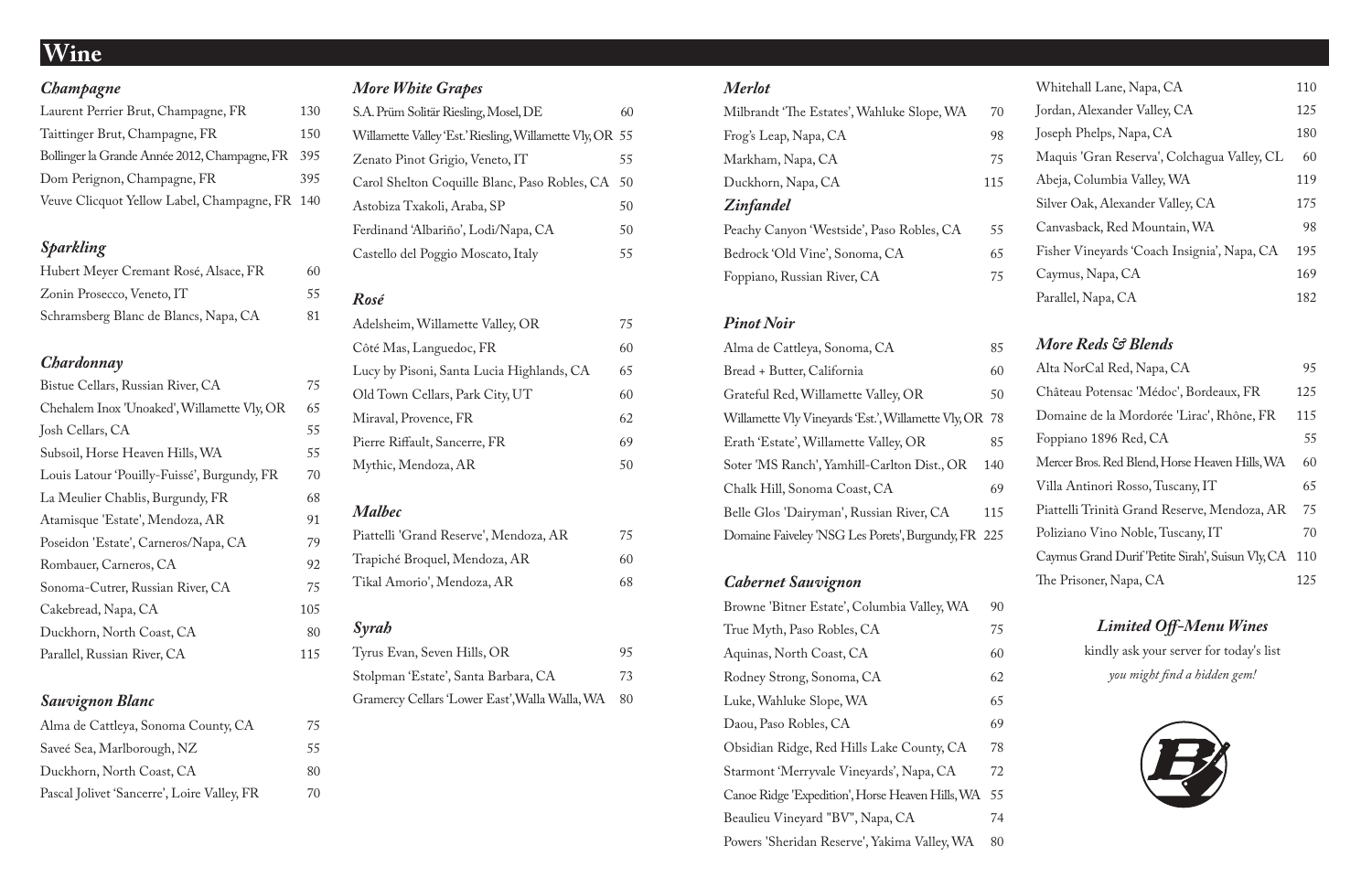# Wine

## *Champagne*

| | |
|---|---|
| Laurent Perrier Brut, Champagne, FR | 130 |
| Taittinger Brut, Champagne, FR | 150 |
| Bollinger la Grande Année 2012, Champagne, FR | 395 |
| Dom Perignon, Champagne, FR | 395 |
| Veuve Clicquot Yellow Label, Champagne, FR | 140 |

## *Sparkling*

| | |
|---|---|
| Hubert Meyer Cremant Rosé, Alsace, FR | 60 |
| Zonin Prosecco, Veneto, IT | 55 |
| Schramsberg Blanc de Blancs, Napa, CA | 81 |

## *Chardonnay*

| | |
|---|---|
| Bistue Cellars, Russian River, CA | 75 |
| Chehalem Inox 'Unoaked', Willamette Vly, OR | 65 |
| Josh Cellars, CA | 55 |
| Subsoil, Horse Heaven Hills, WA | 55 |
| Louis Latour 'Pouilly-Fuissé', Burgundy, FR | 70 |
| La Meulier Chablis, Burgundy, FR | 68 |
| Atamisque 'Estate', Mendoza, AR | 91 |
| Poseidon 'Estate', Carneros/Napa, CA | 79 |
| Rombauer, Carneros, CA | 92 |
| Sonoma-Cutrer, Russian River, CA | 75 |
| Cakebread, Napa, CA | 105 |
| Duckhorn, North Coast, CA | 80 |
| Parallel, Russian River, CA | 115 |

## *Sauvignon Blanc*

| | |
|---|---|
| Alma de Cattleya, Sonoma County, CA | 75 |
| Saveé Sea, Marlborough, NZ | 55 |
| Duckhorn, North Coast, CA | 80 |
| Pascal Jolivet 'Sancerre', Loire Valley, FR | 70 |

## *More White Grapes*

| | |
|---|---|
| S.A. Prüm Solitär Riesling, Mosel, DE | 60 |
| Willamette Valley 'Est.' Riesling, Willamette Vly, OR | 55 |
| Zenato Pinot Grigio, Veneto, IT | 55 |
| Carol Shelton Coquille Blanc, Paso Robles, CA | 50 |
| Astobiza Txakoli, Araba, SP | 50 |
| Ferdinand 'Albariño', Lodi/Napa, CA | 50 |
| Castello del Poggio Moscato, Italy | 55 |

## *Rosé*

| | |
|---|---|
| Adelsheim, Willamette Valley, OR | 75 |
| Côté Mas, Languedoc, FR | 60 |
| Lucy by Pisoni, Santa Lucia Highlands, CA | 65 |
| Old Town Cellars, Park City, UT | 60 |
| Miraval, Provence, FR | 62 |
| Pierre Riffault, Sancerre, FR | 69 |
| Mythic, Mendoza, AR | 50 |

## *Malbec*

| | |
|---|---|
| Piattelli 'Grand Reserve', Mendoza, AR | 75 |
| Trapiché Broquel, Mendoza, AR | 60 |
| Tikal Amorio', Mendoza, AR | 68 |

## *Syrah*

| | |
|---|---|
| Tyrus Evan, Seven Hills, OR | 95 |
| Stolpman 'Estate', Santa Barbara, CA | 73 |
| Gramercy Cellars 'Lower East', Walla Walla, WA | 80 |

## *Merlot*

| | |
|---|---|
| Milbrandt 'The Estates', Wahluke Slope, WA | 70 |
| Frog's Leap, Napa, CA | 98 |
| Markham, Napa, CA | 75 |
| Duckhorn, Napa, CA | 115 |

## *Zinfandel*

| | |
|---|---|
| Peachy Canyon 'Westside', Paso Robles, CA | 55 |
| Bedrock 'Old Vine', Sonoma, CA | 65 |
| Foppiano, Russian River, CA | 75 |

## *Pinot Noir*

| | |
|---|---|
| Alma de Cattleya, Sonoma, CA | 85 |
| Bread + Butter, California | 60 |
| Grateful Red, Willamette Valley, OR | 50 |
| Willamette Vly Vineyards 'Est.', Willamette Vly, OR | 78 |
| Erath 'Estate', Willamette Valley, OR | 85 |
| Soter 'MS Ranch', Yamhill-Carlton Dist., OR | 140 |
| Chalk Hill, Sonoma Coast, CA | 69 |
| Belle Glos 'Dairyman', Russian River, CA | 115 |
| Domaine Faiveley 'NSG Les Porets', Burgundy, FR | 225 |

## *Cabernet Sauvignon*

| | |
|---|---|
| Browne 'Bitner Estate', Columbia Valley, WA | 90 |
| True Myth, Paso Robles, CA | 75 |
| Aquinas, North Coast, CA | 60 |
| Rodney Strong, Sonoma, CA | 62 |
| Luke, Wahluke Slope, WA | 65 |
| Daou, Paso Robles, CA | 69 |
| Obsidian Ridge, Red Hills Lake County, CA | 78 |
| Starmont 'Merryvale Vineyards', Napa, CA | 72 |
| Canoe Ridge 'Expedition', Horse Heaven Hills, WA | 55 |
| Beaulieu Vineyard "BV", Napa, CA | 74 |
| Powers 'Sheridan Reserve', Yakima Valley, WA | 80 |
| Whitehall Lane, Napa, CA | 110 |
| Jordan, Alexander Valley, CA | 125 |
| Joseph Phelps, Napa, CA | 180 |
| Maquis 'Gran Reserva', Colchagua Valley, CL | 60 |
| Abeja, Columbia Valley, WA | 119 |
| Silver Oak, Alexander Valley, CA | 175 |
| Canvasback, Red Mountain, WA | 98 |
| Fisher Vineyards 'Coach Insignia', Napa, CA | 195 |
| Caymus, Napa, CA | 169 |
| Parallel, Napa, CA | 182 |

## *More Reds & Blends*

| | |
|---|---|
| Alta NorCal Red, Napa, CA | 95 |
| Château Potensac 'Médoc', Bordeaux, FR | 125 |
| Domaine de la Mordorée 'Lirac', Rhône, FR | 115 |
| Foppiano 1896 Red, CA | 55 |
| Mercer Bros. Red Blend, Horse Heaven Hills, WA | 60 |
| Villa Antinori Rosso, Tuscany, IT | 65 |
| Piattelli Trinità Grand Reserve, Mendoza, AR | 75 |
| Poliziano Vino Noble, Tuscany, IT | 70 |
| Caymus Grand Durif 'Petite Sirah', Suisun Vly, CA | 110 |
| The Prisoner, Napa, CA | 125 |

## *Limited Off-Menu Wines*

kindly ask your server for today's list

*you might find a hidden gem!*